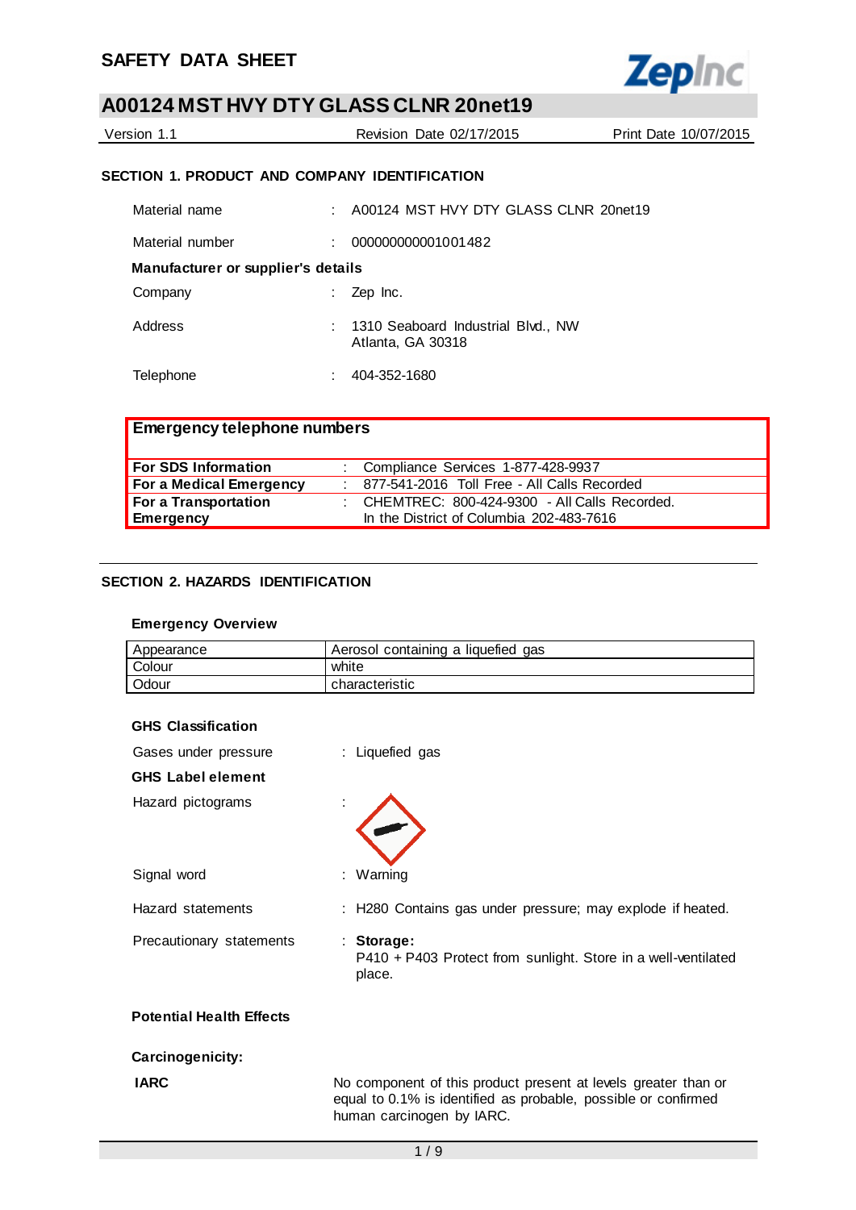# SAFETY DATA SHEET

## A00124 MST HVY DTY GLASS CLNR 20net19

Version 1.1 | Revision Date 02/17/2015 | Print Date 10/07/2015

### SECTION 1. PRODUCT AND COMPANY IDENTIFICATION

Material name : A00124 MST HVY DTY GLASS CLNR 20net19

Material number : 000000000001001482

**Manufacturer or supplier's details**

Company : Zep Inc.

Address : 1310 Seaboard Industrial Blvd., NW
Atlanta, GA 30318

Telephone : 404-352-1680

| **Emergency telephone numbers** | |
|---|---|
| **For SDS Information** | : Compliance Services 1-877-428-9937 |
| **For a Medical Emergency** | : 877-541-2016 Toll Free - All Calls Recorded |
| **For a Transportation Emergency** | : CHEMTREC: 800-424-9300 - All Calls Recorded. In the District of Columbia 202-483-7616 |

### SECTION 2. HAZARDS IDENTIFICATION

**Emergency Overview**

| Appearance | Aerosol containing a liquefied gas |
|---|---|
| Colour | white |
| Odour | characteristic |

**GHS Classification**

Gases under pressure : Liquefied gas

**GHS Label element**

Hazard pictograms :

Signal word : Warning

Hazard statements : H280 Contains gas under pressure; may explode if heated.

Precautionary statements : **Storage:**
P410 + P403 Protect from sunlight. Store in a well-ventilated place.

**Potential Health Effects**

**Carcinogenicity:**

**IARC** No component of this product present at levels greater than or equal to 0.1% is identified as probable, possible or confirmed human carcinogen by IARC.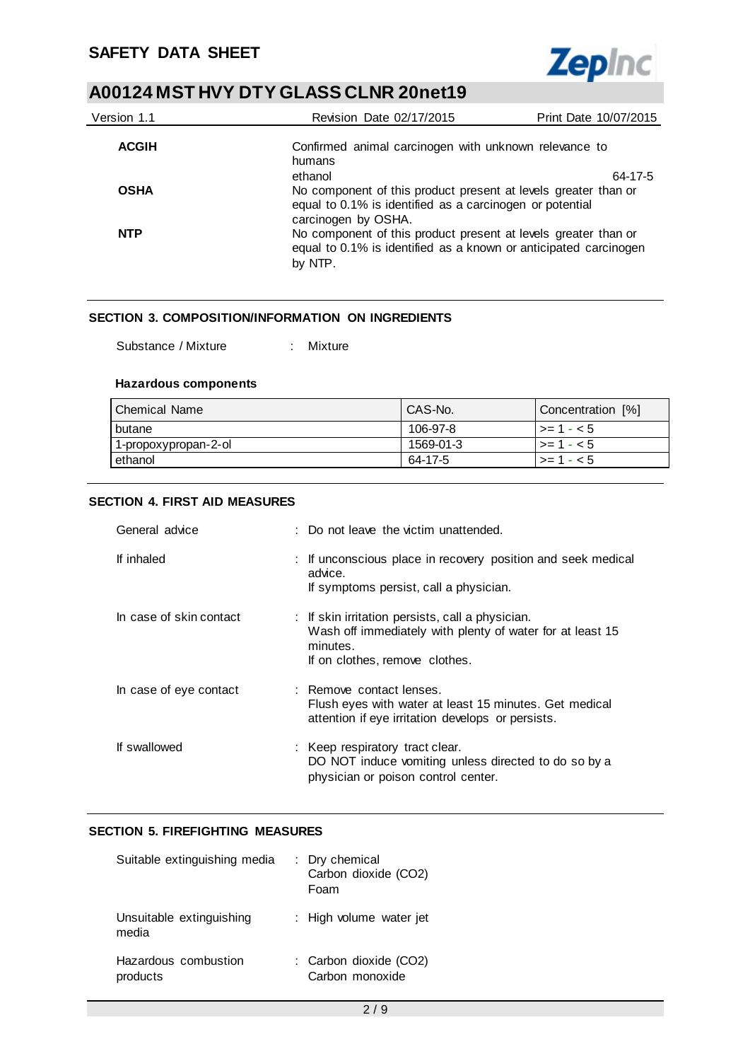| | |
|---|---|
| **ACGIH** | Confirmed animal carcinogen with unknown relevance to humans<br>ethanol 64-17-5 |
| **OSHA** | No component of this product present at levels greater than or equal to 0.1% is identified as a carcinogen or potential carcinogen by OSHA. |
| **NTP** | No component of this product present at levels greater than or equal to 0.1% is identified as a known or anticipated carcinogen by NTP. |

## SECTION 3. COMPOSITION/INFORMATION ON INGREDIENTS

Substance / Mixture : Mixture

### Hazardous components

| Chemical Name | CAS-No. | Concentration [%] |
|---|---|---|
| butane | 106-97-8 | >= 1 - < 5 |
| 1-propoxypropan-2-ol | 1569-01-3 | >= 1 - < 5 |
| ethanol | 64-17-5 | >= 1 - < 5 |

## SECTION 4. FIRST AID MEASURES

General advice : Do not leave the victim unattended.

If inhaled : If unconscious place in recovery position and seek medical advice.
If symptoms persist, call a physician.

In case of skin contact : If skin irritation persists, call a physician.
Wash off immediately with plenty of water for at least 15 minutes.
If on clothes, remove clothes.

In case of eye contact : Remove contact lenses.
Flush eyes with water at least 15 minutes. Get medical attention if eye irritation develops or persists.

If swallowed : Keep respiratory tract clear.
DO NOT induce vomiting unless directed to do so by a physician or poison control center.

## SECTION 5. FIREFIGHTING MEASURES

Suitable extinguishing media : Dry chemical
Carbon dioxide ($CO_2$)
Foam

Unsuitable extinguishing media : High volume water jet

Hazardous combustion products : Carbon dioxide ($CO_2$)
Carbon monoxide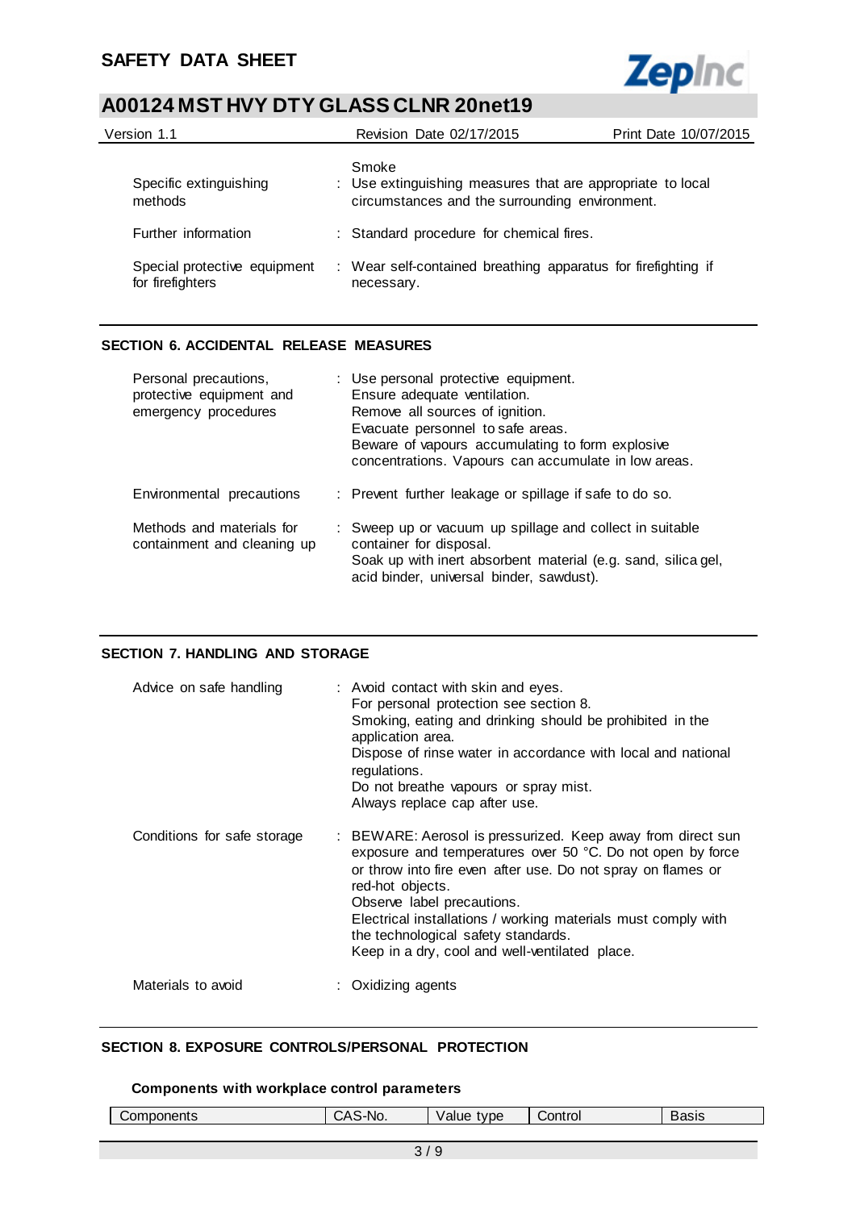| | |
|---|---|
| | Smoke |
| Specific extinguishing methods | : Use extinguishing measures that are appropriate to local circumstances and the surrounding environment. |
| Further information | : Standard procedure for chemical fires. |
| Special protective equipment for firefighters | : Wear self-contained breathing apparatus for firefighting if necessary. |

## SECTION 6. ACCIDENTAL RELEASE MEASURES

| | |
|---|---|
| Personal precautions, protective equipment and emergency procedures | : Use personal protective equipment.<br>Ensure adequate ventilation.<br>Remove all sources of ignition.<br>Evacuate personnel to safe areas.<br>Beware of vapours accumulating to form explosive concentrations. Vapours can accumulate in low areas. |
| Environmental precautions | : Prevent further leakage or spillage if safe to do so. |
| Methods and materials for containment and cleaning up | : Sweep up or vacuum up spillage and collect in suitable container for disposal.<br>Soak up with inert absorbent material (e.g. sand, silica gel, acid binder, universal binder, sawdust). |

## SECTION 7. HANDLING AND STORAGE

| | |
|---|---|
| Advice on safe handling | : Avoid contact with skin and eyes.<br>For personal protection see section 8.<br>Smoking, eating and drinking should be prohibited in the application area.<br>Dispose of rinse water in accordance with local and national regulations.<br>Do not breathe vapours or spray mist.<br>Always replace cap after use. |
| Conditions for safe storage | : BEWARE: Aerosol is pressurized. Keep away from direct sun exposure and temperatures over 50 °C. Do not open by force or throw into fire even after use. Do not spray on flames or red-hot objects.<br>Observe label precautions.<br>Electrical installations / working materials must comply with the technological safety standards.<br>Keep in a dry, cool and well-ventilated place. |
| Materials to avoid | : Oxidizing agents |

## SECTION 8. EXPOSURE CONTROLS/PERSONAL PROTECTION

### Components with workplace control parameters

| Components | CAS-No. | Value type | Control | Basis |
|---|---|---|---|---|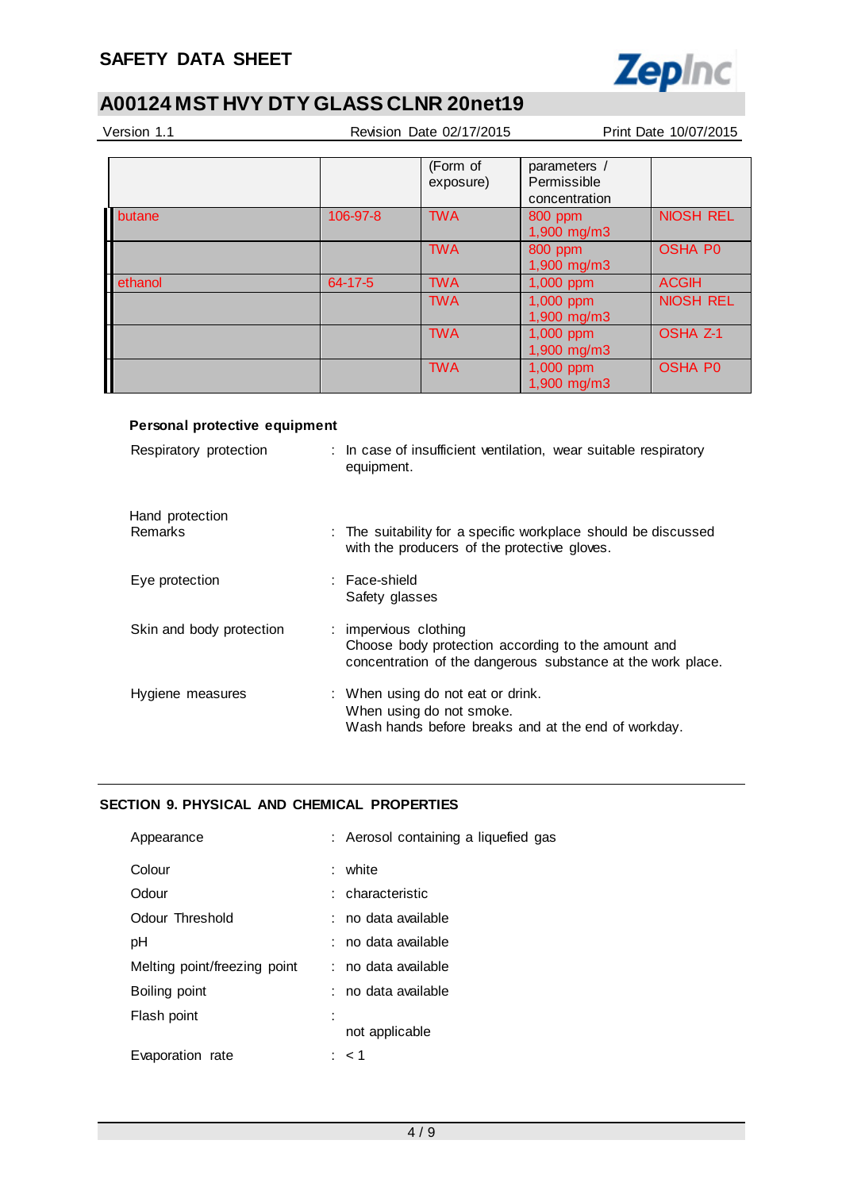| | | (Form of exposure) | parameters / Permissible concentration | |
|---|---|---|---|---|
| butane | 106-97-8 | TWA | 800 ppm 1,900 mg/m3 | NIOSH REL |
| | | TWA | 800 ppm 1,900 mg/m3 | OSHA P0 |
| ethanol | 64-17-5 | TWA | 1,000 ppm | ACGIH |
| | | TWA | 1,000 ppm 1,900 mg/m3 | NIOSH REL |
| | | TWA | 1,000 ppm 1,900 mg/m3 | OSHA Z-1 |
| | | TWA | 1,000 ppm 1,900 mg/m3 | OSHA P0 |

**Personal protective equipment**

Respiratory protection : In case of insufficient ventilation, wear suitable respiratory equipment.

Hand protection
Remarks : The suitability for a specific workplace should be discussed with the producers of the protective gloves.

Eye protection : Face-shield
Safety glasses

Skin and body protection : impervious clothing
Choose body protection according to the amount and concentration of the dangerous substance at the work place.

Hygiene measures : When using do not eat or drink.
When using do not smoke.
Wash hands before breaks and at the end of workday.

## SECTION 9. PHYSICAL AND CHEMICAL PROPERTIES

Appearance : Aerosol containing a liquefied gas

Colour : white

Odour : characteristic

Odour Threshold : no data available

pH : no data available

Melting point/freezing point : no data available

Boiling point : no data available

Flash point : not applicable

Evaporation rate : < 1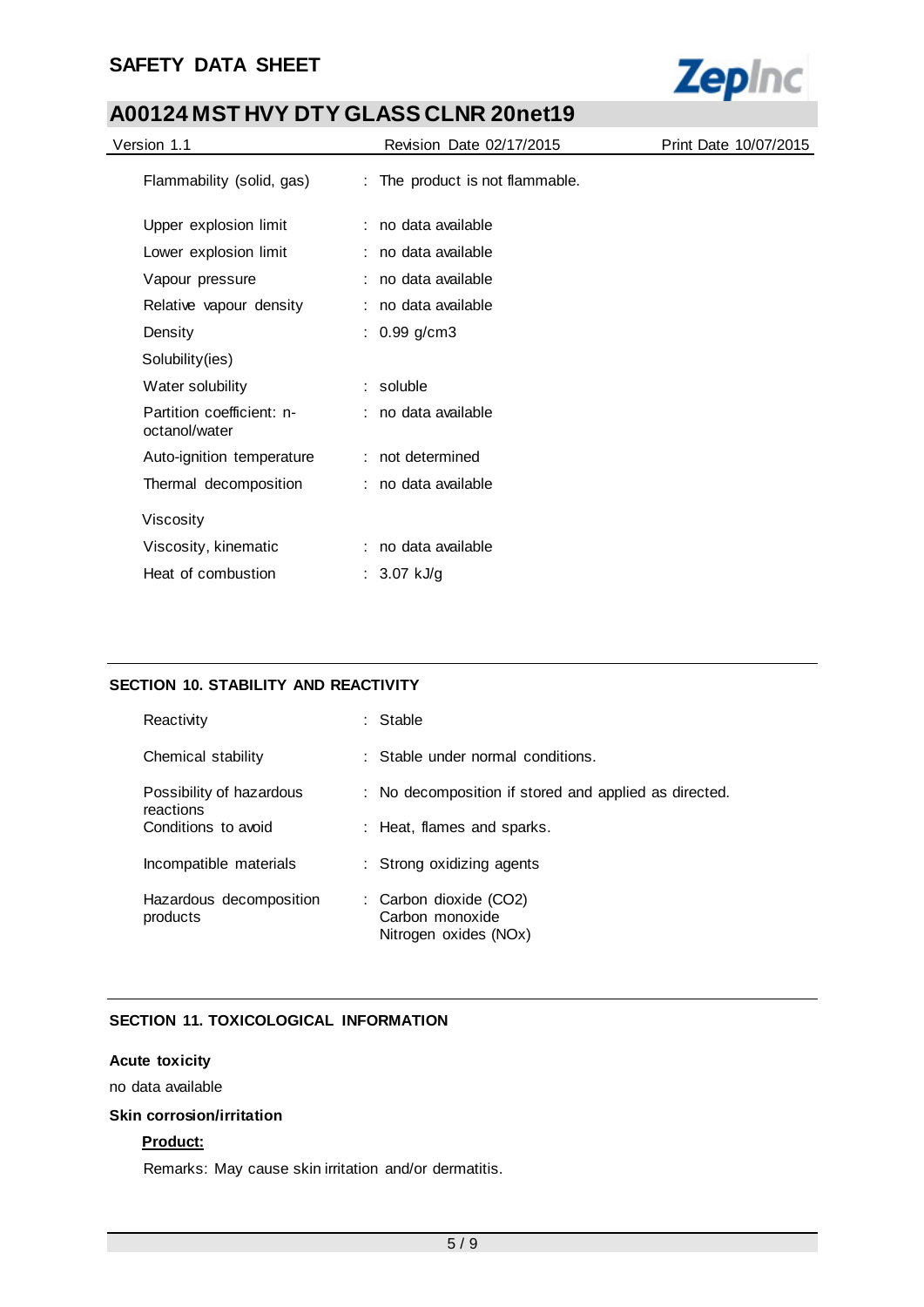| | | |
|---|---|---|
| Flammability (solid, gas) | : | The product is not flammable. |
| Upper explosion limit | : | no data available |
| Lower explosion limit | : | no data available |
| Vapour pressure | : | no data available |
| Relative vapour density | : | no data available |
| Density | : | 0.99 g/cm3 |
| Solubility(ies) | | |
| Water solubility | : | soluble |
| Partition coefficient: n-octanol/water | : | no data available |
| Auto-ignition temperature | : | not determined |
| Thermal decomposition | : | no data available |
| Viscosity | | |
| Viscosity, kinematic | : | no data available |
| Heat of combustion | : | 3.07 kJ/g |

## SECTION 10. STABILITY AND REACTIVITY

| | | |
|---|---|---|
| Reactivity | : | Stable |
| Chemical stability | : | Stable under normal conditions. |
| Possibility of hazardous reactions | : | No decomposition if stored and applied as directed. |
| Conditions to avoid | : | Heat, flames and sparks. |
| Incompatible materials | : | Strong oxidizing agents |
| Hazardous decomposition products | : | Carbon dioxide ($CO_2$)<br>Carbon monoxide<br>Nitrogen oxides ($NO_x$) |

## SECTION 11. TOXICOLOGICAL INFORMATION

**Acute toxicity**

no data available

**Skin corrosion/irritation**

**Product:**

Remarks: May cause skin irritation and/or dermatitis.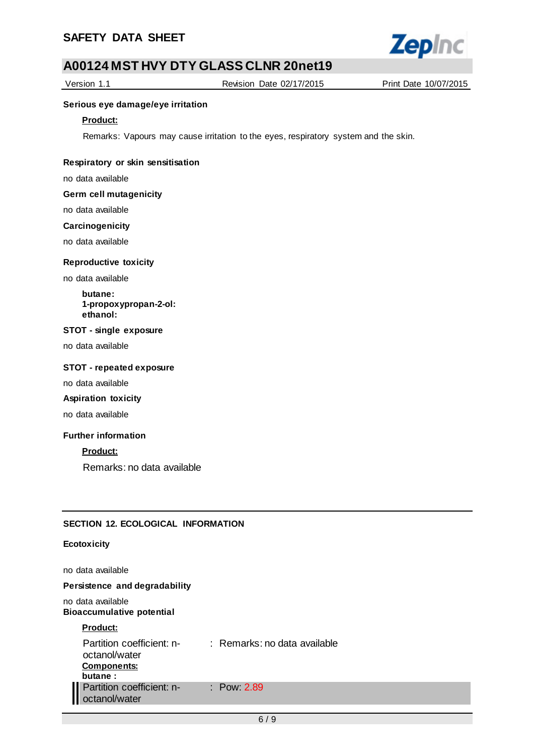**Serious eye damage/eye irritation**

**Product:**

Remarks: Vapours may cause irritation to the eyes, respiratory system and the skin.

**Respiratory or skin sensitisation**

no data available

**Germ cell mutagenicity**

no data available

**Carcinogenicity**

no data available

**Reproductive toxicity**

no data available

**butane:**
**1-propoxypropan-2-ol:**
**ethanol:**

**STOT - single exposure**

no data available

**STOT - repeated exposure**

no data available

**Aspiration toxicity**

no data available

**Further information**

**Product:**

Remarks: no data available

## SECTION 12. ECOLOGICAL INFORMATION

**Ecotoxicity**

no data available

**Persistence and degradability**

no data available

**Bioaccumulative potential**

**Product:**

| | |
|---|---|
| Partition coefficient: n-octanol/water | : Remarks: no data available |

**Components:**

**butane :**

| | |
|---|---|
| Partition coefficient: n-octanol/water | : Pow: 2.89 |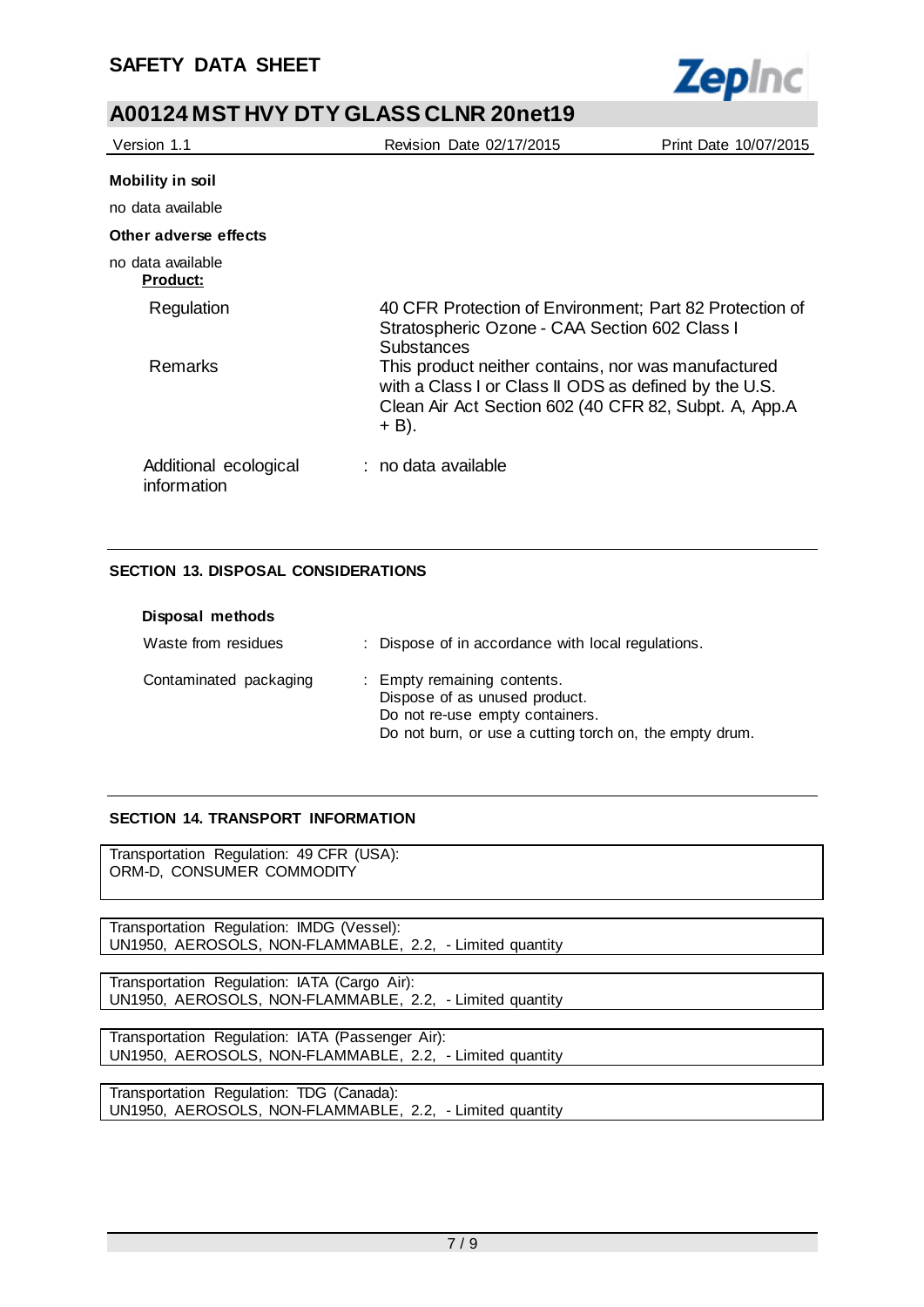**Mobility in soil**

no data available

**Other adverse effects**

no data available

**Product:**

| | |
|---|---|
| Regulation | 40 CFR Protection of Environment; Part 82 Protection of Stratospheric Ozone - CAA Section 602 Class I Substances |
| Remarks | This product neither contains, nor was manufactured with a Class I or Class II ODS as defined by the U.S. Clean Air Act Section 602 (40 CFR 82, Subpt. A, App.A + B). |
| Additional ecological information | : no data available |

## SECTION 13. DISPOSAL CONSIDERATIONS

**Disposal methods**

| | |
|---|---|
| Waste from residues | : Dispose of in accordance with local regulations. |
| Contaminated packaging | : Empty remaining contents.<br>Dispose of as unused product.<br>Do not re-use empty containers.<br>Do not burn, or use a cutting torch on, the empty drum. |

## SECTION 14. TRANSPORT INFORMATION

Transportation Regulation: 49 CFR (USA):
ORM-D, CONSUMER COMMODITY

Transportation Regulation: IMDG (Vessel):
UN1950, AEROSOLS, NON-FLAMMABLE, 2.2, - Limited quantity

Transportation Regulation: IATA (Cargo Air):
UN1950, AEROSOLS, NON-FLAMMABLE, 2.2, - Limited quantity

Transportation Regulation: IATA (Passenger Air):
UN1950, AEROSOLS, NON-FLAMMABLE, 2.2, - Limited quantity

Transportation Regulation: TDG (Canada):
UN1950, AEROSOLS, NON-FLAMMABLE, 2.2, - Limited quantity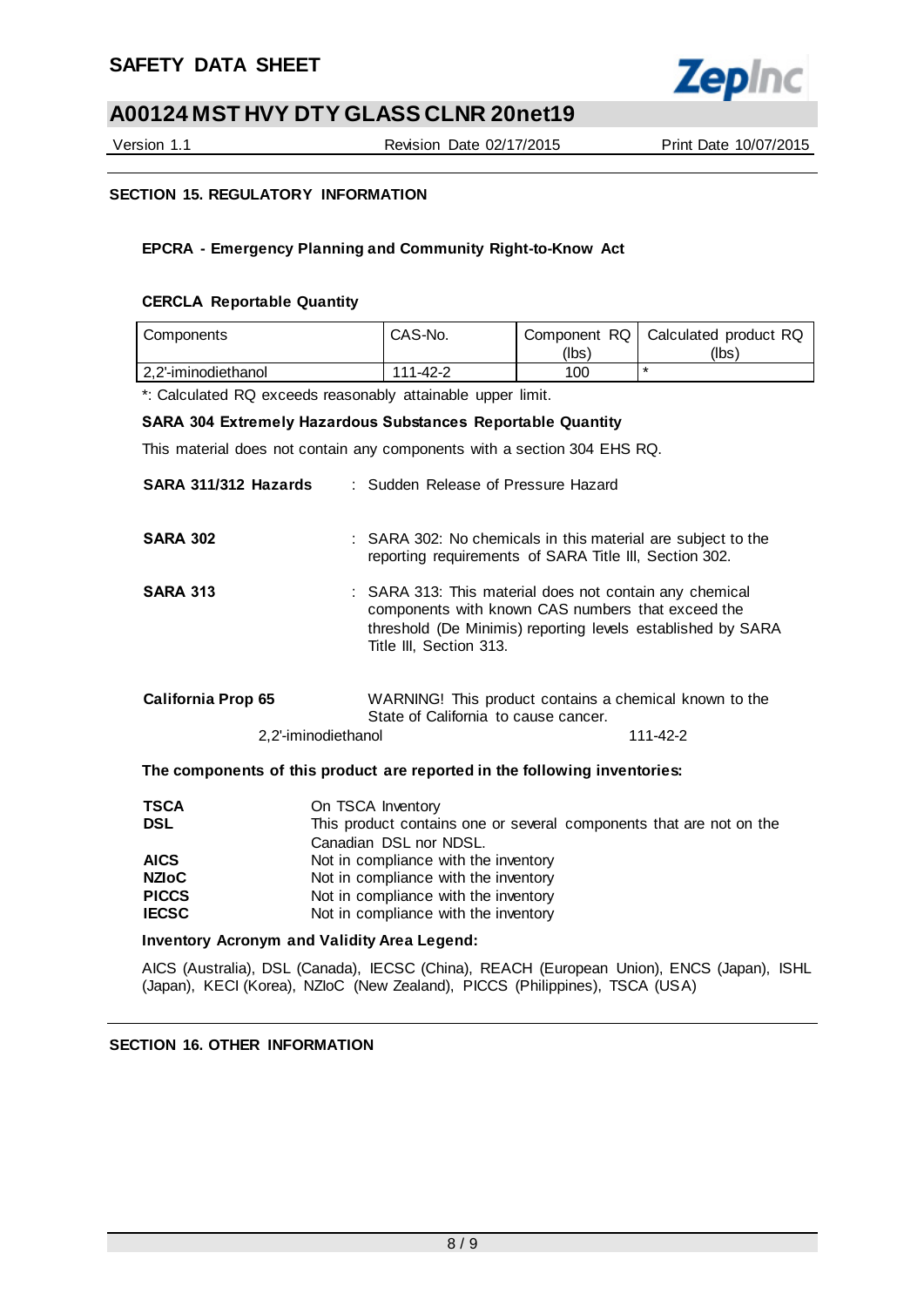## SECTION 15. REGULATORY INFORMATION

### EPCRA - Emergency Planning and Community Right-to-Know Act

**CERCLA Reportable Quantity**

| Components | CAS-No. | Component RQ (lbs) | Calculated product RQ (lbs) |
|---|---|---|---|
| 2,2'-iminodiethanol | 111-42-2 | 100 | * |

*: Calculated RQ exceeds reasonably attainable upper limit.

**SARA 304 Extremely Hazardous Substances Reportable Quantity**

This material does not contain any components with a section 304 EHS RQ.

**SARA 311/312 Hazards** : Sudden Release of Pressure Hazard

**SARA 302** : SARA 302: No chemicals in this material are subject to the reporting requirements of SARA Title III, Section 302.

**SARA 313** : SARA 313: This material does not contain any chemical components with known CAS numbers that exceed the threshold (De Minimis) reporting levels established by SARA Title III, Section 313.

**California Prop 65** WARNING! This product contains a chemical known to the State of California to cause cancer.

2,2'-iminodiethanol 111-42-2

**The components of this product are reported in the following inventories:**

**TSCA** On TSCA Inventory
**DSL** This product contains one or several components that are not on the Canadian DSL nor NDSL.
**AICS** Not in compliance with the inventory
**NZIoC** Not in compliance with the inventory
**PICCS** Not in compliance with the inventory
**IECSC** Not in compliance with the inventory

**Inventory Acronym and Validity Area Legend:**

AICS (Australia), DSL (Canada), IECSC (China), REACH (European Union), ENCS (Japan), ISHL (Japan), KECI (Korea), NZIoC (New Zealand), PICCS (Philippines), TSCA (USA)

## SECTION 16. OTHER INFORMATION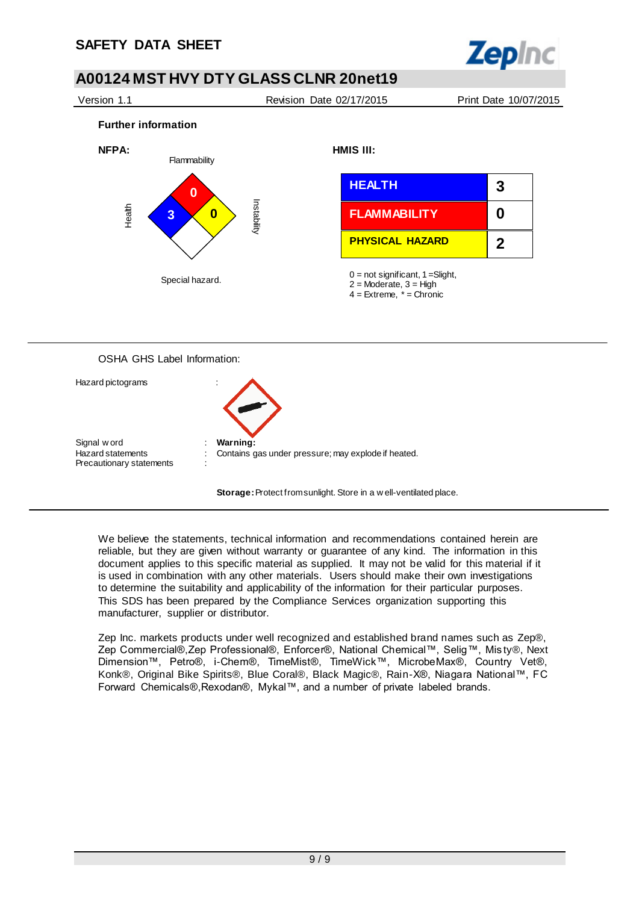**Further information**

**NFPA:**

Flammability

0

Health 3 &nbsp;&nbsp; 0 Instability

Special hazard.

**HMIS III:**

| | |
|---|---|
| HEALTH | 3 |
| FLAMMABILITY | 0 |
| PHYSICAL HAZARD | 2 |

0 = not significant, 1 =Slight,
2 = Moderate, 3 = High
4 = Extreme, * = Chronic

OSHA GHS Label Information:

| | | |
|---|---|---|
| Hazard pictograms | : | |
| Signal word | : | **Warning:** |
| Hazard statements | : | Contains gas under pressure; may explode if heated. |
| Precautionary statements | : | |

**Storage:** Protect from sunlight. Store in a well-ventilated place.

We believe the statements, technical information and recommendations contained herein are reliable, but they are given without warranty or guarantee of any kind. The information in this document applies to this specific material as supplied. It may not be valid for this material if it is used in combination with any other materials. Users should make their own investigations to determine the suitability and applicability of the information for their particular purposes. This SDS has been prepared by the Compliance Services organization supporting this manufacturer, supplier or distributor.

Zep Inc. markets products under well recognized and established brand names such as Zep®, Zep Commercial®,Zep Professional®, Enforcer®, National Chemical™, Selig™, Misty®, Next Dimension™, Petro®, i-Chem®, TimeMist®, TimeWick™, MicrobeMax®, Country Vet®, Konk®, Original Bike Spirits®, Blue Coral®, Black Magic®, Rain-X®, Niagara National™, FC Forward Chemicals®,Rexodan®, Mykal™, and a number of private labeled brands.